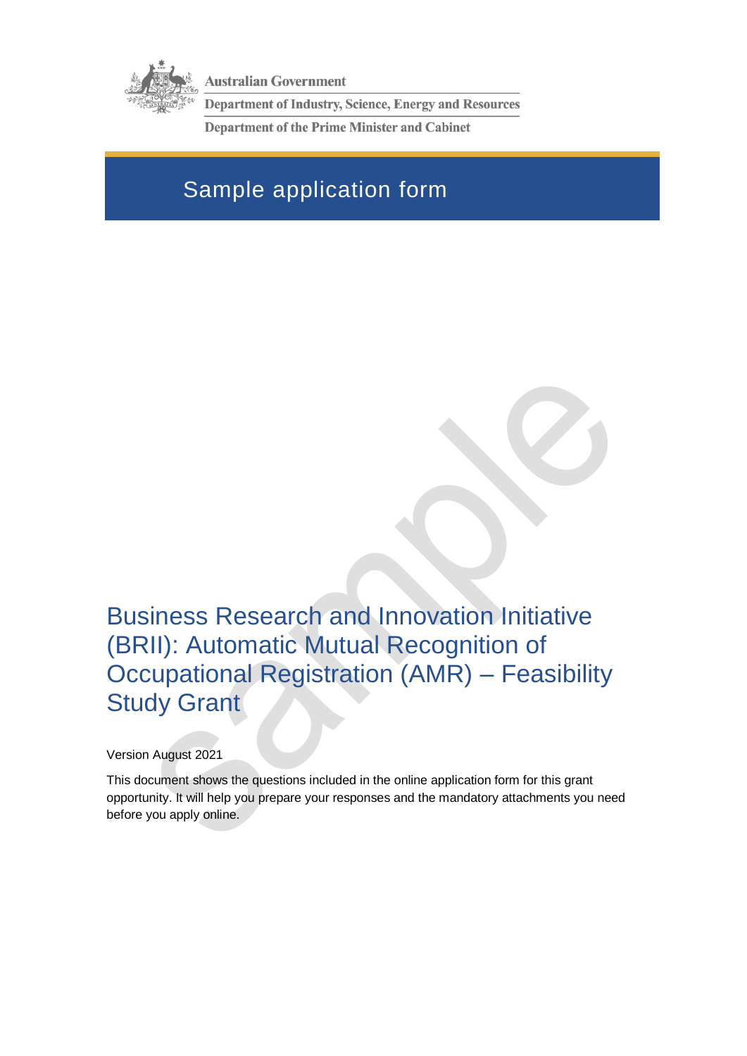Australian Government

Department of Industry, Science, Energy and Resources

Department of the Prime Minister and Cabinet

# Sample application form

# Business Research and Innovation Initiative (BRII): Automatic Mutual Recognition of Occupational Registration (AMR) – Feasibility Study Grant

Version August 2021

This document shows the questions included in the online application form for this grant opportunity. It will help you prepare your responses and the mandatory attachments you need before you apply online.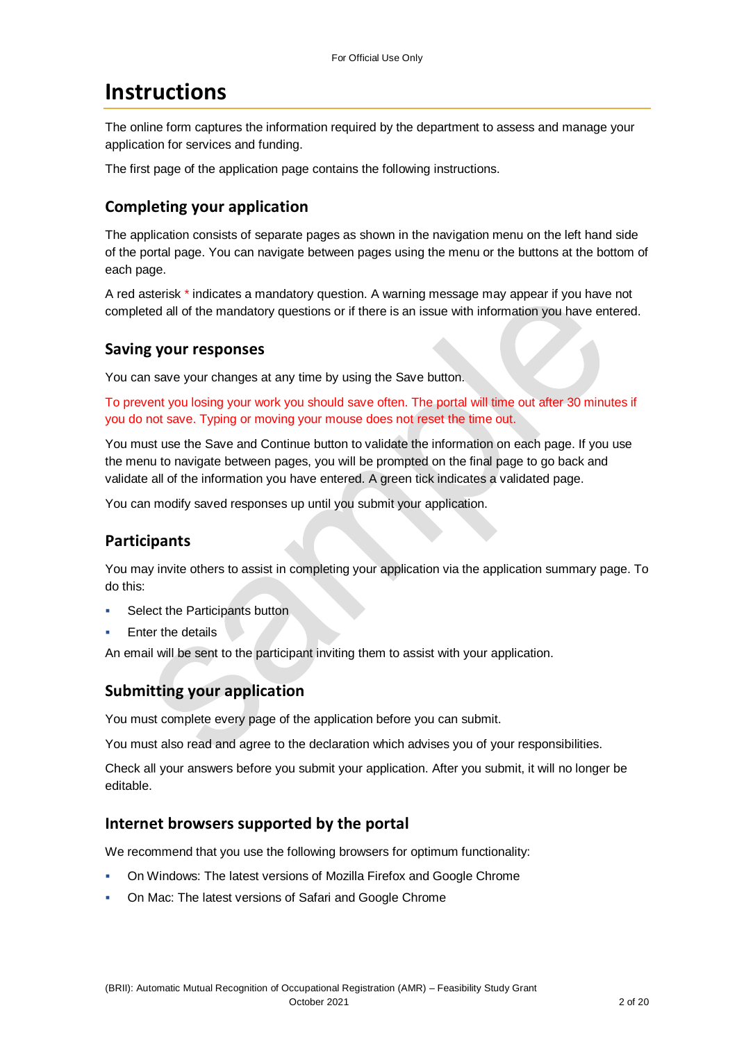# Instructions

The online form captures the information required by the department to assess and manage your application for services and funding.

The first page of the application page contains the following instructions.

## Completing your application

The application consists of separate pages as shown in the navigation menu on the left hand side of the portal page. You can navigate between pages using the menu or the buttons at the bottom of each page.

A red asterisk * indicates a mandatory question. A warning message may appear if you have not completed all of the mandatory questions or if there is an issue with information you have entered.

## Saving your responses

You can save your changes at any time by using the Save button.

To prevent you losing your work you should save often. The portal will time out after 30 minutes if you do not save. Typing or moving your mouse does not reset the time out.

You must use the Save and Continue button to validate the information on each page. If you use the menu to navigate between pages, you will be prompted on the final page to go back and validate all of the information you have entered. A green tick indicates a validated page.

You can modify saved responses up until you submit your application.

## Participants

You may invite others to assist in completing your application via the application summary page. To do this:

- Select the Participants button
- Enter the details

An email will be sent to the participant inviting them to assist with your application.

## Submitting your application

You must complete every page of the application before you can submit.

You must also read and agree to the declaration which advises you of your responsibilities.

Check all your answers before you submit your application. After you submit, it will no longer be editable.

## Internet browsers supported by the portal

We recommend that you use the following browsers for optimum functionality:

- On Windows: The latest versions of Mozilla Firefox and Google Chrome
- On Mac: The latest versions of Safari and Google Chrome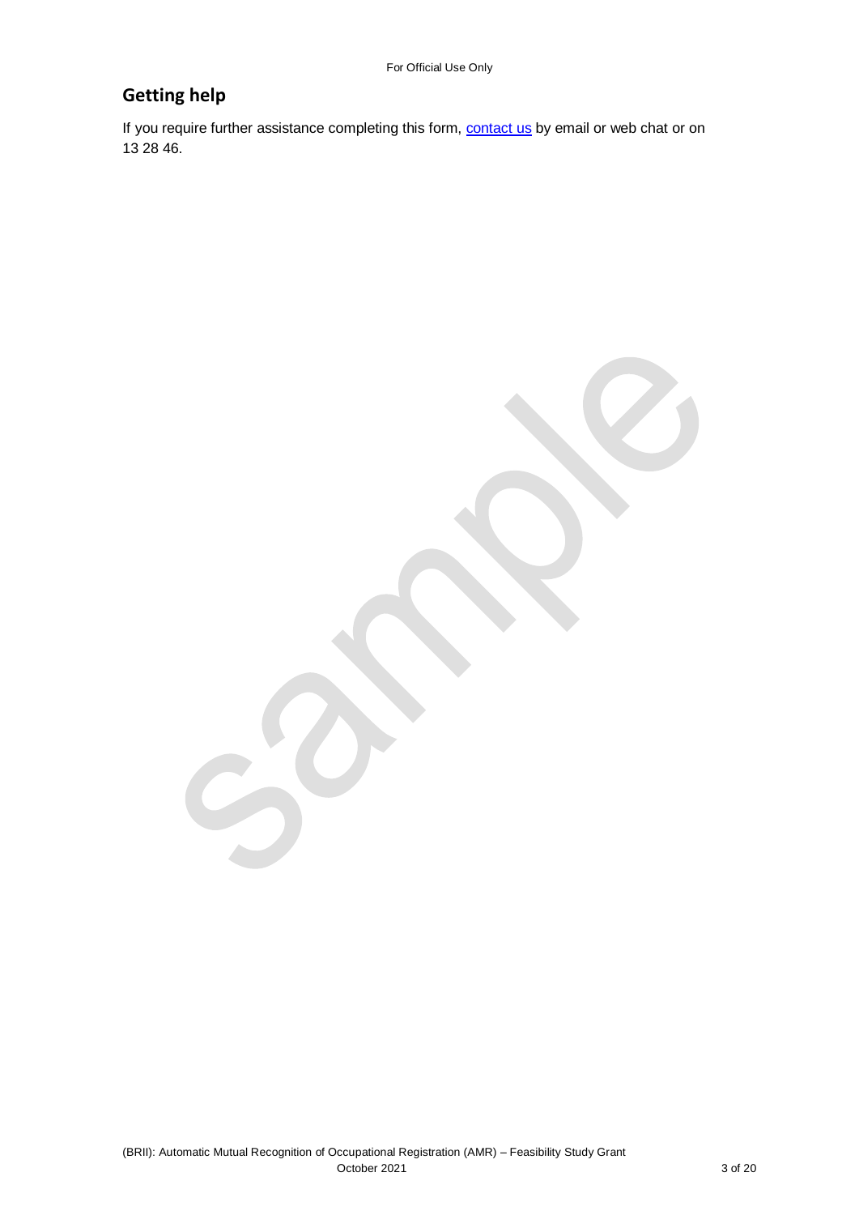## Getting help

If you require further assistance completing this form, [contact us](contact us) by email or web chat or on 13 28 46.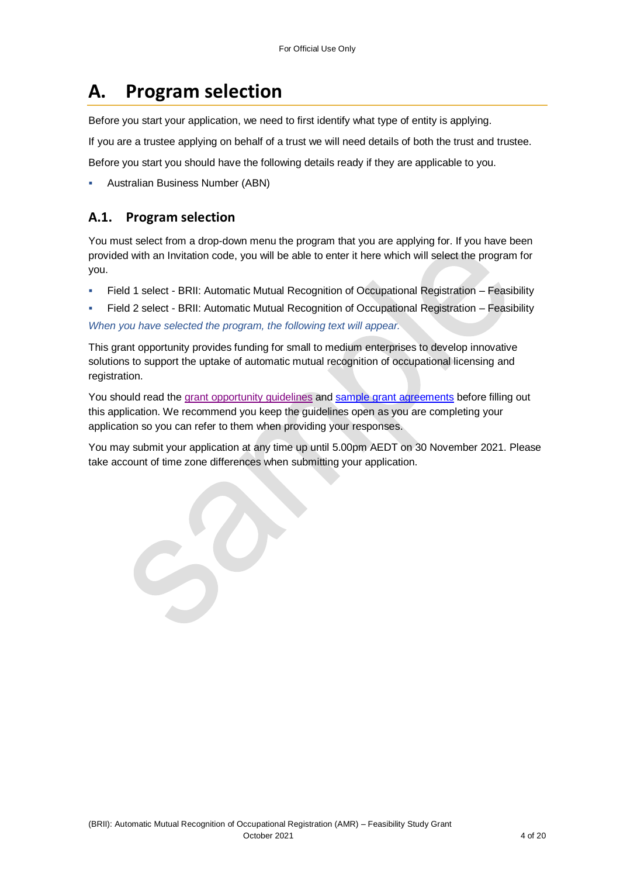# A. Program selection

Before you start your application, we need to first identify what type of entity is applying.

If you are a trustee applying on behalf of a trust we will need details of both the trust and trustee.

Before you start you should have the following details ready if they are applicable to you.

- Australian Business Number (ABN)

## A.1. Program selection

You must select from a drop-down menu the program that you are applying for. If you have been provided with an Invitation code, you will be able to enter it here which will select the program for you.

- Field 1 select - BRII: Automatic Mutual Recognition of Occupational Registration – Feasibility
- Field 2 select - BRII: Automatic Mutual Recognition of Occupational Registration – Feasibility

*When you have selected the program, the following text will appear.*

This grant opportunity provides funding for small to medium enterprises to develop innovative solutions to support the uptake of automatic mutual recognition of occupational licensing and registration.

You should read the grant opportunity guidelines and sample grant agreements before filling out this application. We recommend you keep the guidelines open as you are completing your application so you can refer to them when providing your responses.

You may submit your application at any time up until 5.00pm AEDT on 30 November 2021. Please take account of time zone differences when submitting your application.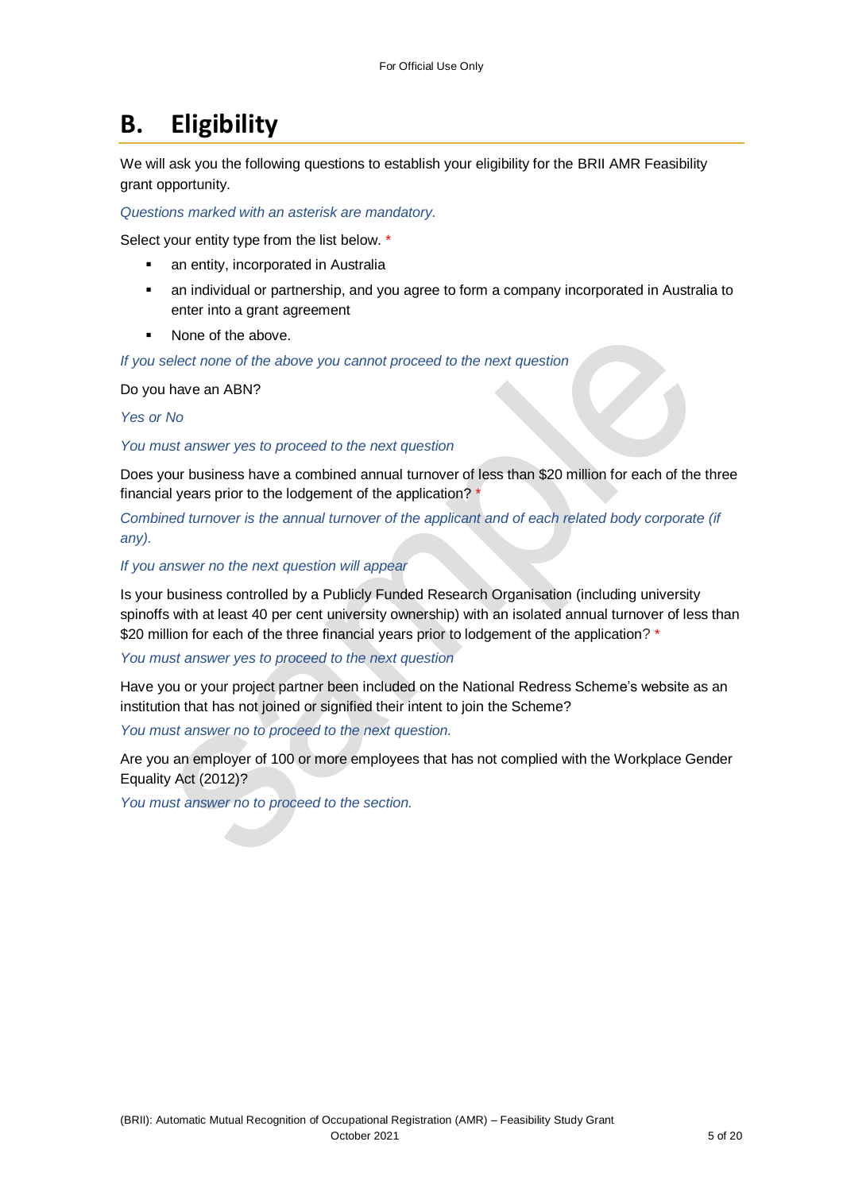# B. Eligibility

We will ask you the following questions to establish your eligibility for the BRII AMR Feasibility grant opportunity.

*Questions marked with an asterisk are mandatory.*

Select your entity type from the list below. *

- an entity, incorporated in Australia
- an individual or partnership, and you agree to form a company incorporated in Australia to enter into a grant agreement
- None of the above.

*If you select none of the above you cannot proceed to the next question*

Do you have an ABN?

*Yes or No*

*You must answer yes to proceed to the next question*

Does your business have a combined annual turnover of less than $20 million for each of the three financial years prior to the lodgement of the application? *

*Combined turnover is the annual turnover of the applicant and of each related body corporate (if any).*

*If you answer no the next question will appear*

Is your business controlled by a Publicly Funded Research Organisation (including university spinoffs with at least 40 per cent university ownership) with an isolated annual turnover of less than $20 million for each of the three financial years prior to lodgement of the application? *

*You must answer yes to proceed to the next question*

Have you or your project partner been included on the National Redress Scheme's website as an institution that has not joined or signified their intent to join the Scheme?

*You must answer no to proceed to the next question.*

Are you an employer of 100 or more employees that has not complied with the Workplace Gender Equality Act (2012)?

*You must answer no to proceed to the section.*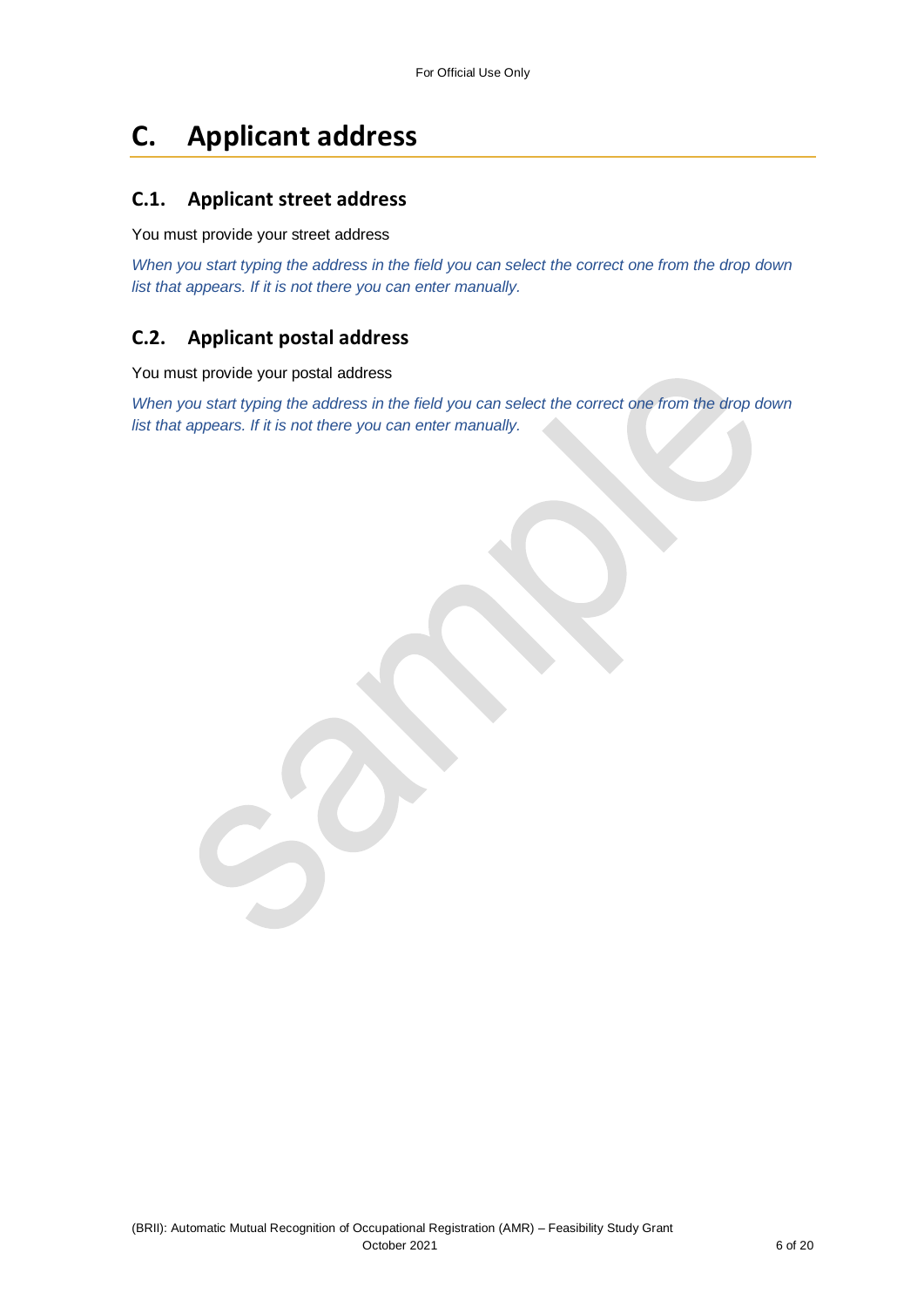# C. Applicant address

## C.1. Applicant street address

You must provide your street address

*When you start typing the address in the field you can select the correct one from the drop down list that appears. If it is not there you can enter manually.*

## C.2. Applicant postal address

You must provide your postal address

*When you start typing the address in the field you can select the correct one from the drop down list that appears. If it is not there you can enter manually.*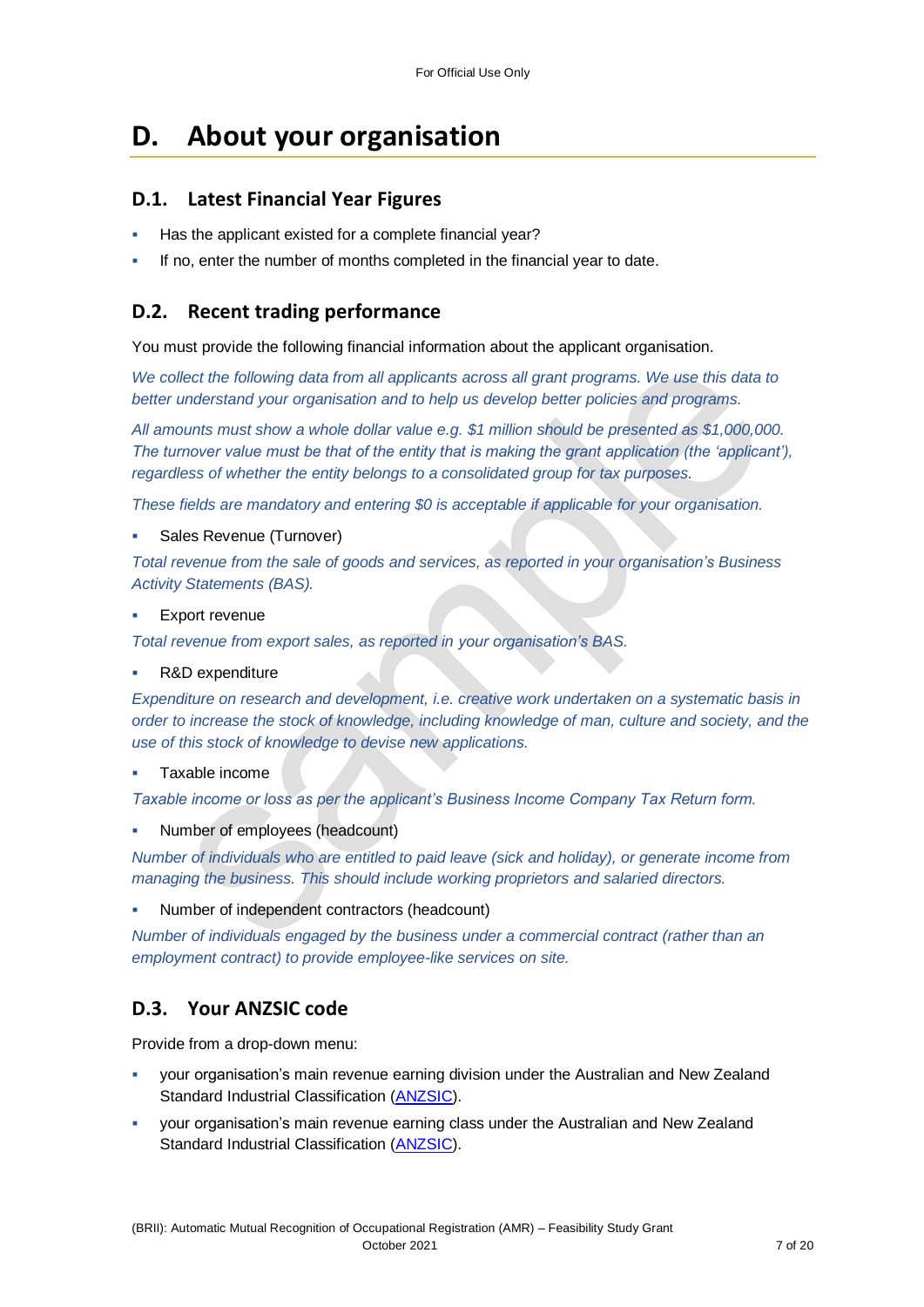# D. About your organisation

## D.1. Latest Financial Year Figures

- Has the applicant existed for a complete financial year?
- If no, enter the number of months completed in the financial year to date.

## D.2. Recent trading performance

You must provide the following financial information about the applicant organisation.

*We collect the following data from all applicants across all grant programs. We use this data to better understand your organisation and to help us develop better policies and programs.*

*All amounts must show a whole dollar value e.g. $1 million should be presented as $1,000,000. The turnover value must be that of the entity that is making the grant application (the 'applicant'), regardless of whether the entity belongs to a consolidated group for tax purposes.*

*These fields are mandatory and entering $0 is acceptable if applicable for your organisation.*

- Sales Revenue (Turnover)

*Total revenue from the sale of goods and services, as reported in your organisation's Business Activity Statements (BAS).*

- Export revenue

*Total revenue from export sales, as reported in your organisation's BAS.*

- R&D expenditure

*Expenditure on research and development, i.e. creative work undertaken on a systematic basis in order to increase the stock of knowledge, including knowledge of man, culture and society, and the use of this stock of knowledge to devise new applications.*

- Taxable income

*Taxable income or loss as per the applicant's Business Income Company Tax Return form.*

- Number of employees (headcount)

*Number of individuals who are entitled to paid leave (sick and holiday), or generate income from managing the business. This should include working proprietors and salaried directors.*

- Number of independent contractors (headcount)

*Number of individuals engaged by the business under a commercial contract (rather than an employment contract) to provide employee-like services on site.*

## D.3. Your ANZSIC code

Provide from a drop-down menu:

- your organisation's main revenue earning division under the Australian and New Zealand Standard Industrial Classification (ANZSIC).
- your organisation's main revenue earning class under the Australian and New Zealand Standard Industrial Classification (ANZSIC).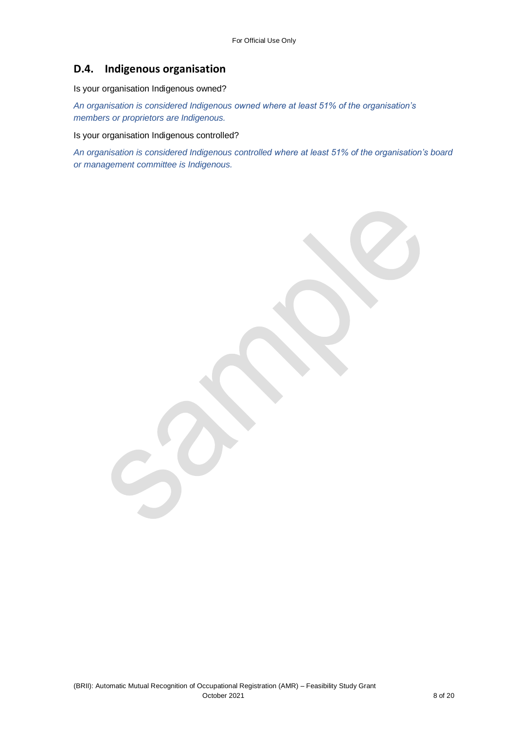## D.4. Indigenous organisation

Is your organisation Indigenous owned?

*An organisation is considered Indigenous owned where at least 51% of the organisation's members or proprietors are Indigenous.*

Is your organisation Indigenous controlled?

*An organisation is considered Indigenous controlled where at least 51% of the organisation's board or management committee is Indigenous.*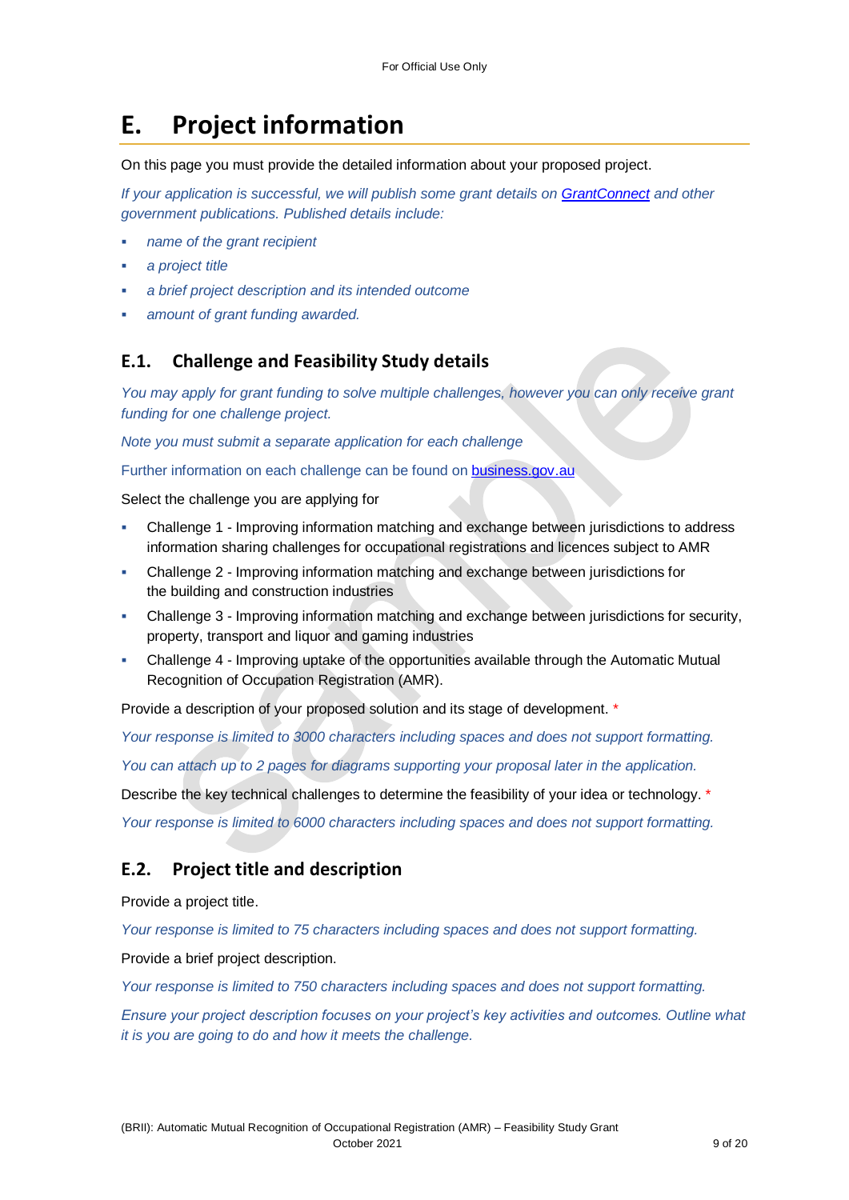# E. Project information

On this page you must provide the detailed information about your proposed project.

*If your application is successful, we will publish some grant details on [GrantConnect](https://www.grants.gov.au) and other government publications. Published details include:*

- *name of the grant recipient*
- *a project title*
- *a brief project description and its intended outcome*
- *amount of grant funding awarded.*

## E.1. Challenge and Feasibility Study details

*You may apply for grant funding to solve multiple challenges, however you can only receive grant funding for one challenge project.*

*Note you must submit a separate application for each challenge*

Further information on each challenge can be found on [business.gov.au](https://business.gov.au)

Select the challenge you are applying for

- Challenge 1 - Improving information matching and exchange between jurisdictions to address information sharing challenges for occupational registrations and licences subject to AMR
- Challenge 2 - Improving information matching and exchange between jurisdictions for the building and construction industries
- Challenge 3 - Improving information matching and exchange between jurisdictions for security, property, transport and liquor and gaming industries
- Challenge 4 - Improving uptake of the opportunities available through the Automatic Mutual Recognition of Occupation Registration (AMR).

Provide a description of your proposed solution and its stage of development. *

*Your response is limited to 3000 characters including spaces and does not support formatting.*

*You can attach up to 2 pages for diagrams supporting your proposal later in the application.*

Describe the key technical challenges to determine the feasibility of your idea or technology. *

*Your response is limited to 6000 characters including spaces and does not support formatting.*

## E.2. Project title and description

Provide a project title.

*Your response is limited to 75 characters including spaces and does not support formatting.*

Provide a brief project description.

*Your response is limited to 750 characters including spaces and does not support formatting.*

*Ensure your project description focuses on your project's key activities and outcomes. Outline what it is you are going to do and how it meets the challenge.*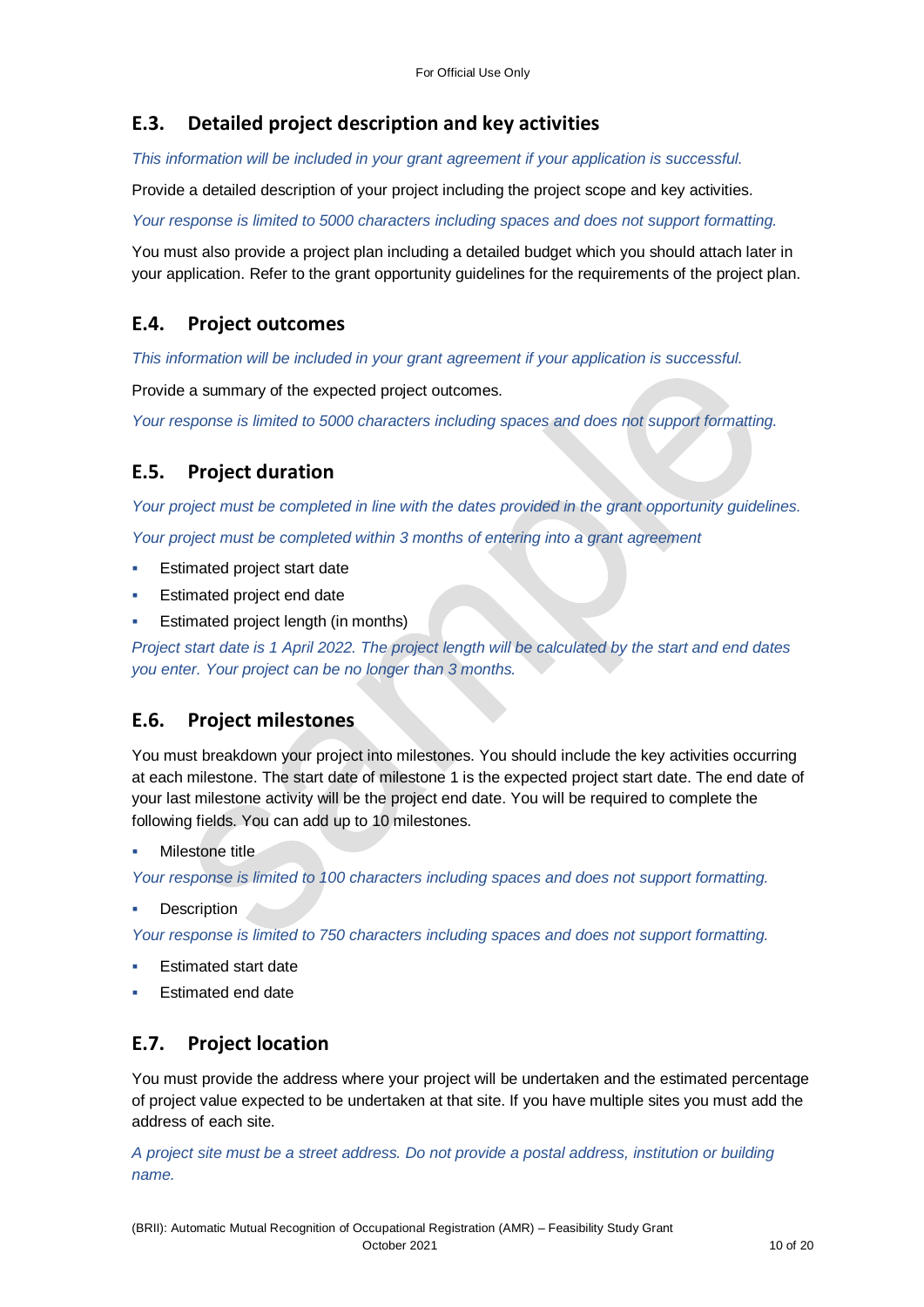## E.3. Detailed project description and key activities

*This information will be included in your grant agreement if your application is successful.*

Provide a detailed description of your project including the project scope and key activities.

*Your response is limited to 5000 characters including spaces and does not support formatting.*

You must also provide a project plan including a detailed budget which you should attach later in your application. Refer to the grant opportunity guidelines for the requirements of the project plan.

## E.4. Project outcomes

*This information will be included in your grant agreement if your application is successful.*

Provide a summary of the expected project outcomes.

*Your response is limited to 5000 characters including spaces and does not support formatting.*

## E.5. Project duration

*Your project must be completed in line with the dates provided in the grant opportunity guidelines.*

*Your project must be completed within 3 months of entering into a grant agreement*

- Estimated project start date
- Estimated project end date
- Estimated project length (in months)

*Project start date is 1 April 2022. The project length will be calculated by the start and end dates you enter. Your project can be no longer than 3 months.*

## E.6. Project milestones

You must breakdown your project into milestones. You should include the key activities occurring at each milestone. The start date of milestone 1 is the expected project start date. The end date of your last milestone activity will be the project end date. You will be required to complete the following fields. You can add up to 10 milestones.

- Milestone title

*Your response is limited to 100 characters including spaces and does not support formatting.*

- Description

*Your response is limited to 750 characters including spaces and does not support formatting.*

- Estimated start date
- Estimated end date

## E.7. Project location

You must provide the address where your project will be undertaken and the estimated percentage of project value expected to be undertaken at that site. If you have multiple sites you must add the address of each site.

*A project site must be a street address. Do not provide a postal address, institution or building name.*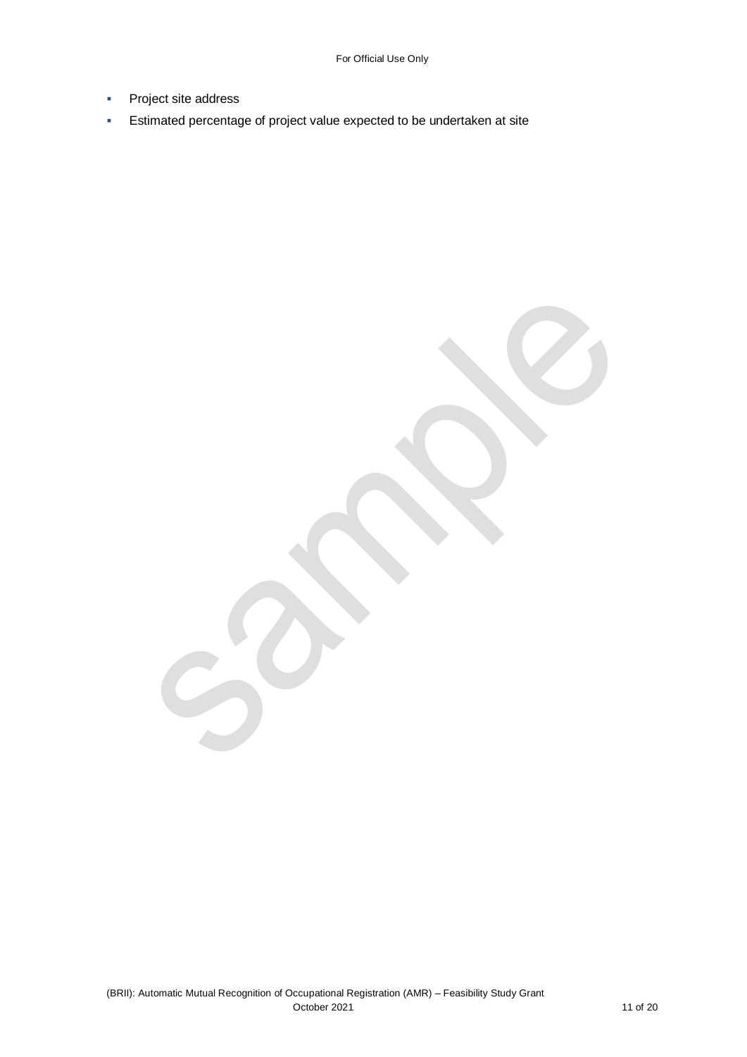- Project site address
- Estimated percentage of project value expected to be undertaken at site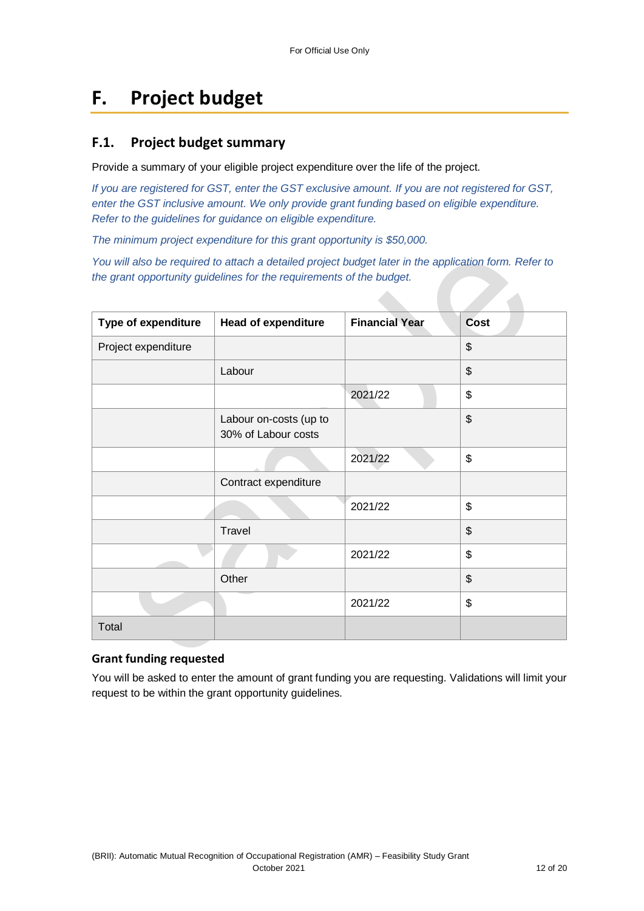# F. Project budget

## F.1. Project budget summary

Provide a summary of your eligible project expenditure over the life of the project.

*If you are registered for GST, enter the GST exclusive amount. If you are not registered for GST, enter the GST inclusive amount. We only provide grant funding based on eligible expenditure. Refer to the guidelines for guidance on eligible expenditure.*

*The minimum project expenditure for this grant opportunity is $50,000.*

*You will also be required to attach a detailed project budget later in the application form. Refer to the grant opportunity guidelines for the requirements of the budget.*

| Type of expenditure | Head of expenditure | Financial Year | Cost |
|---|---|---|---|
| Project expenditure | | | $ |
| | Labour | | $ |
| | | 2021/22 | $ |
| | Labour on-costs (up to 30% of Labour costs | | $ |
| | | 2021/22 | $ |
| | Contract expenditure | | |
| | | 2021/22 | $ |
| | Travel | | $ |
| | | 2021/22 | $ |
| | Other | | $ |
| | | 2021/22 | $ |
| Total | | | |

### Grant funding requested

You will be asked to enter the amount of grant funding you are requesting. Validations will limit your request to be within the grant opportunity guidelines.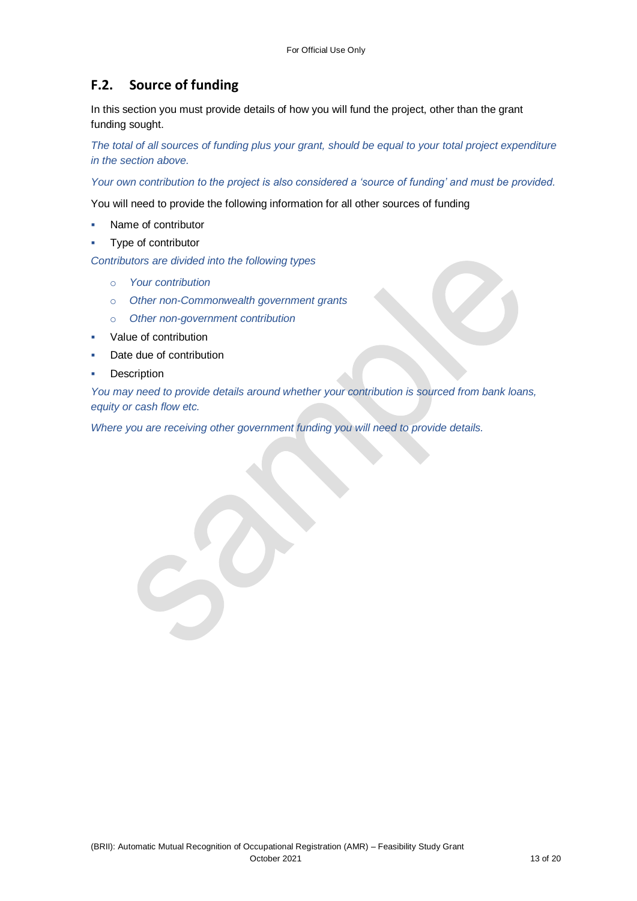## F.2. Source of funding

In this section you must provide details of how you will fund the project, other than the grant funding sought.

*The total of all sources of funding plus your grant, should be equal to your total project expenditure in the section above.*

*Your own contribution to the project is also considered a 'source of funding' and must be provided.*

You will need to provide the following information for all other sources of funding

- Name of contributor
- Type of contributor

*Contributors are divided into the following types*

  - *Your contribution*
  - *Other non-Commonwealth government grants*
  - *Other non-government contribution*

- Value of contribution
- Date due of contribution
- Description

*You may need to provide details around whether your contribution is sourced from bank loans, equity or cash flow etc.*

*Where you are receiving other government funding you will need to provide details.*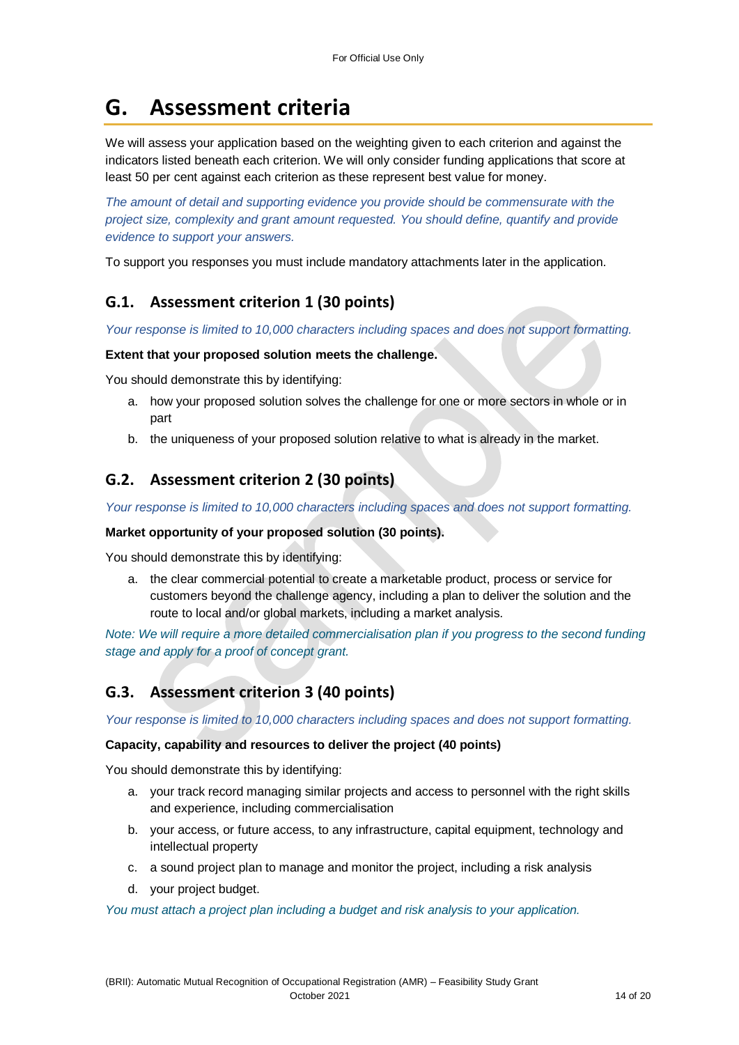# G. Assessment criteria

We will assess your application based on the weighting given to each criterion and against the indicators listed beneath each criterion. We will only consider funding applications that score at least 50 per cent against each criterion as these represent best value for money.

*The amount of detail and supporting evidence you provide should be commensurate with the project size, complexity and grant amount requested. You should define, quantify and provide evidence to support your answers.*

To support you responses you must include mandatory attachments later in the application.

## G.1. Assessment criterion 1 (30 points)

*Your response is limited to 10,000 characters including spaces and does not support formatting.*

**Extent that your proposed solution meets the challenge.**

You should demonstrate this by identifying:

a. how your proposed solution solves the challenge for one or more sectors in whole or in part
b. the uniqueness of your proposed solution relative to what is already in the market.

## G.2. Assessment criterion 2 (30 points)

*Your response is limited to 10,000 characters including spaces and does not support formatting.*

**Market opportunity of your proposed solution (30 points).**

You should demonstrate this by identifying:

a. the clear commercial potential to create a marketable product, process or service for customers beyond the challenge agency, including a plan to deliver the solution and the route to local and/or global markets, including a market analysis.

*Note: We will require a more detailed commercialisation plan if you progress to the second funding stage and apply for a proof of concept grant.*

## G.3. Assessment criterion 3 (40 points)

*Your response is limited to 10,000 characters including spaces and does not support formatting.*

**Capacity, capability and resources to deliver the project (40 points)**

You should demonstrate this by identifying:

a. your track record managing similar projects and access to personnel with the right skills and experience, including commercialisation
b. your access, or future access, to any infrastructure, capital equipment, technology and intellectual property
c. a sound project plan to manage and monitor the project, including a risk analysis
d. your project budget.

*You must attach a project plan including a budget and risk analysis to your application.*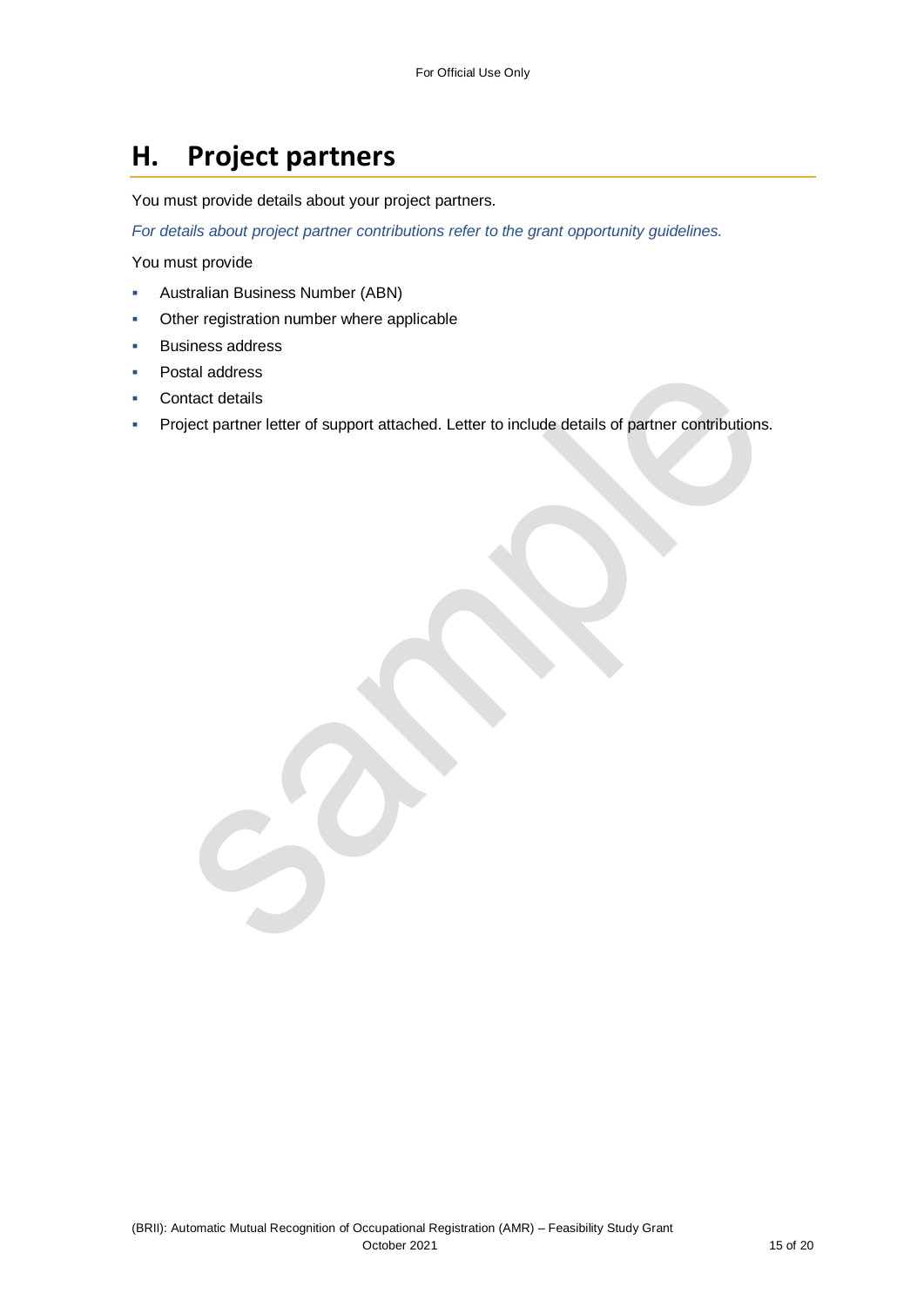# H. Project partners

You must provide details about your project partners.

*For details about project partner contributions refer to the grant opportunity guidelines.*

You must provide

- Australian Business Number (ABN)
- Other registration number where applicable
- Business address
- Postal address
- Contact details
- Project partner letter of support attached. Letter to include details of partner contributions.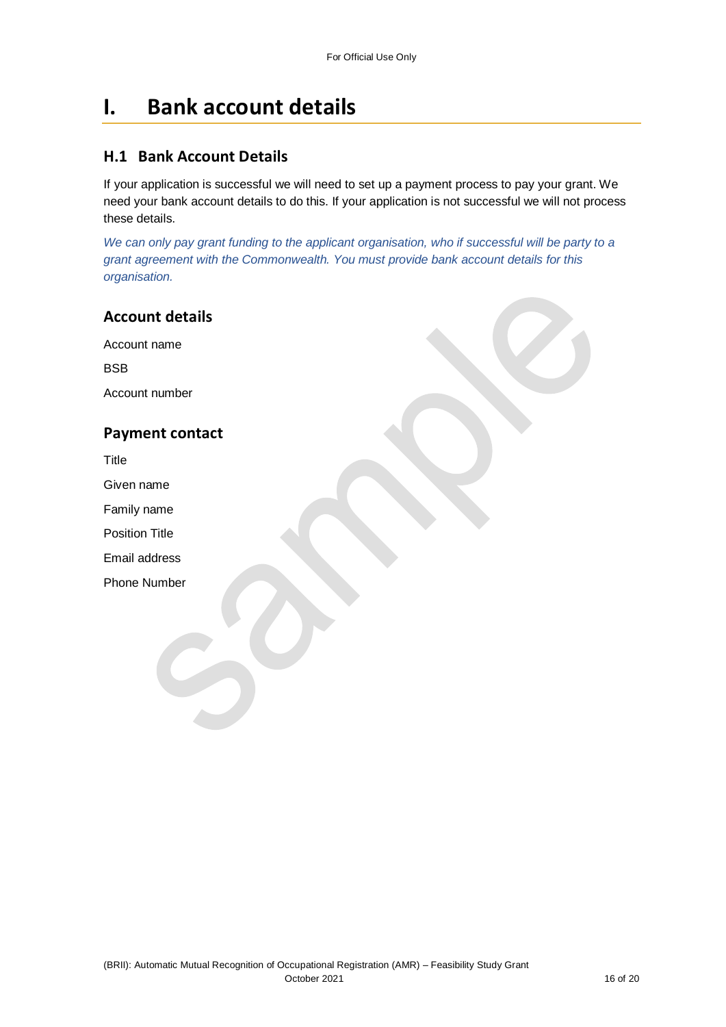# I. Bank account details

## H.1 Bank Account Details

If your application is successful we will need to set up a payment process to pay your grant. We need your bank account details to do this. If your application is not successful we will not process these details.

*We can only pay grant funding to the applicant organisation, who if successful will be party to a grant agreement with the Commonwealth. You must provide bank account details for this organisation.*

### Account details

Account name

BSB

Account number

### Payment contact

Title

Given name

Family name

Position Title

Email address

Phone Number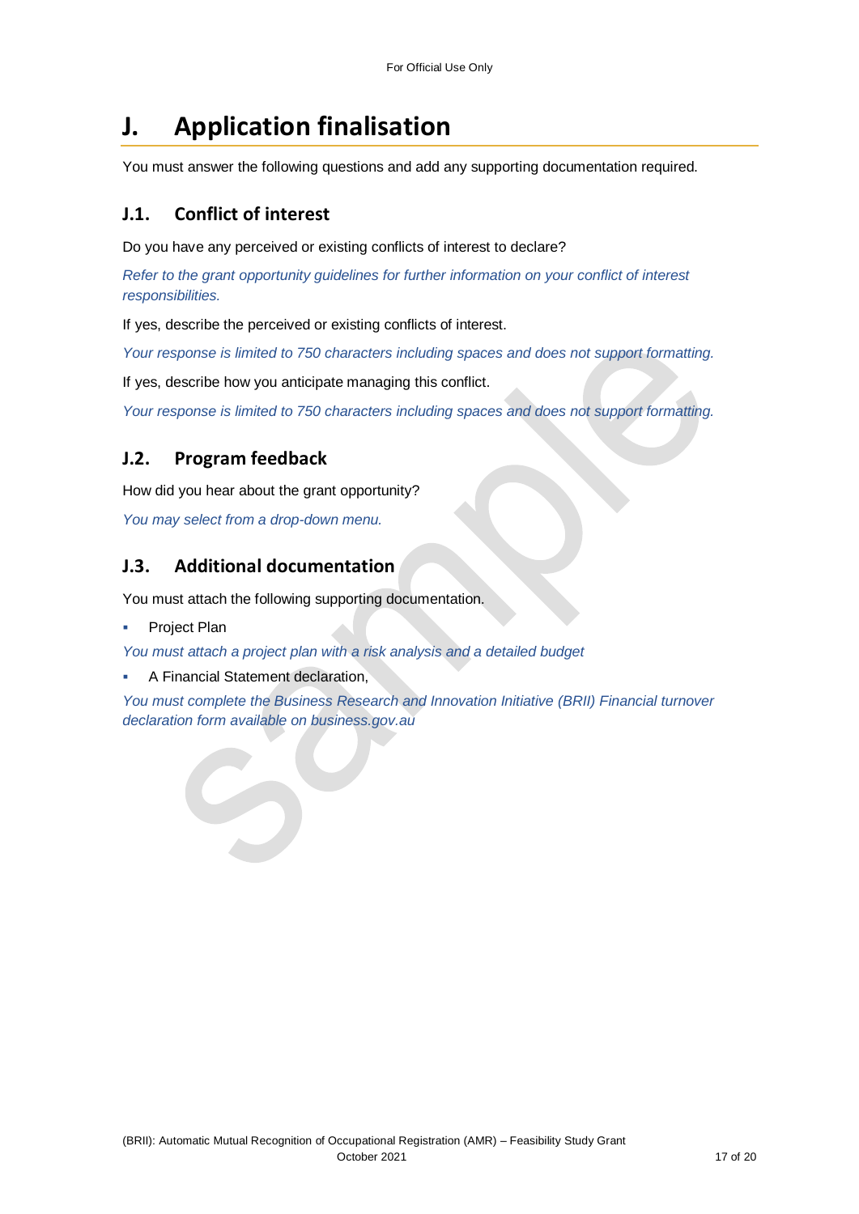# J. Application finalisation

You must answer the following questions and add any supporting documentation required.

## J.1. Conflict of interest

Do you have any perceived or existing conflicts of interest to declare?

*Refer to the grant opportunity guidelines for further information on your conflict of interest responsibilities.*

If yes, describe the perceived or existing conflicts of interest.

*Your response is limited to 750 characters including spaces and does not support formatting.*

If yes, describe how you anticipate managing this conflict.

*Your response is limited to 750 characters including spaces and does not support formatting.*

## J.2. Program feedback

How did you hear about the grant opportunity?

*You may select from a drop-down menu.*

## J.3. Additional documentation

You must attach the following supporting documentation.

- Project Plan

*You must attach a project plan with a risk analysis and a detailed budget*

- A Financial Statement declaration,

*You must complete the Business Research and Innovation Initiative (BRII) Financial turnover declaration form available on business.gov.au*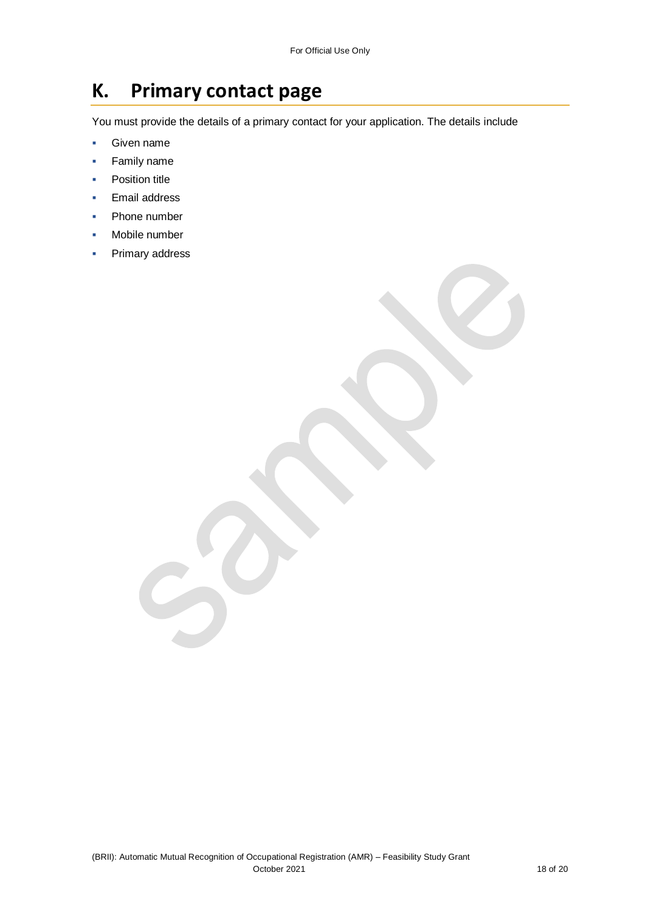# K. Primary contact page

You must provide the details of a primary contact for your application. The details include

- Given name
- Family name
- Position title
- Email address
- Phone number
- Mobile number
- Primary address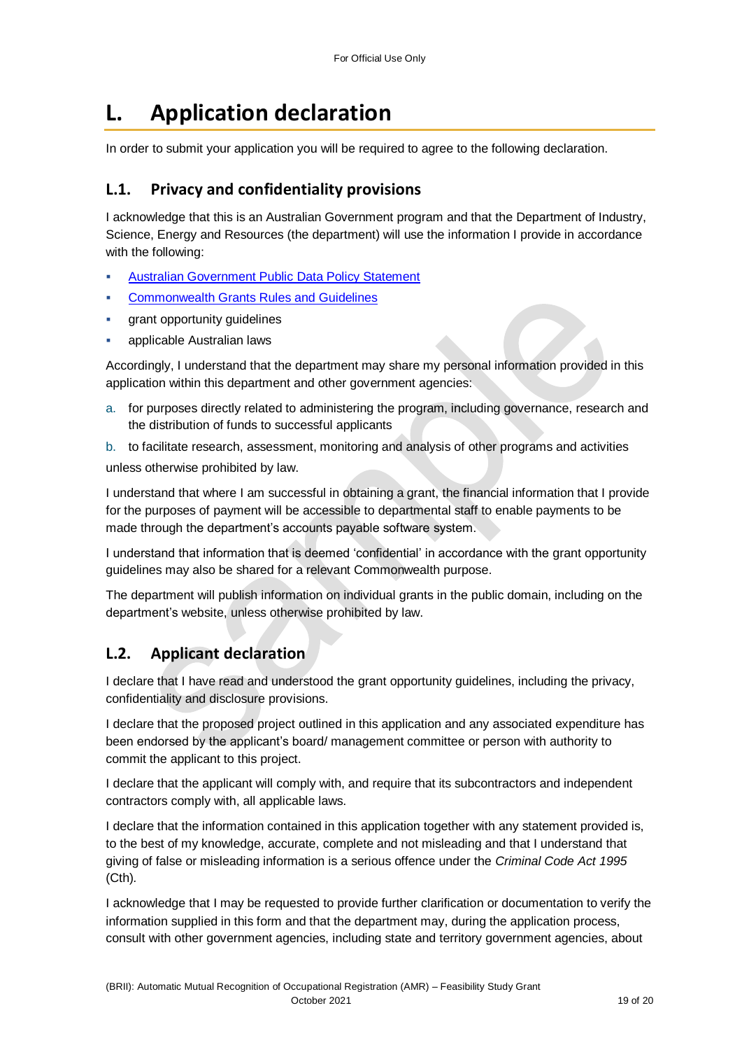# L. Application declaration

In order to submit your application you will be required to agree to the following declaration.

## L.1. Privacy and confidentiality provisions

I acknowledge that this is an Australian Government program and that the Department of Industry, Science, Energy and Resources (the department) will use the information I provide in accordance with the following:

- Australian Government Public Data Policy Statement
- Commonwealth Grants Rules and Guidelines
- grant opportunity guidelines
- applicable Australian laws

Accordingly, I understand that the department may share my personal information provided in this application within this department and other government agencies:

a. for purposes directly related to administering the program, including governance, research and the distribution of funds to successful applicants
b. to facilitate research, assessment, monitoring and analysis of other programs and activities

unless otherwise prohibited by law.

I understand that where I am successful in obtaining a grant, the financial information that I provide for the purposes of payment will be accessible to departmental staff to enable payments to be made through the department's accounts payable software system.

I understand that information that is deemed 'confidential' in accordance with the grant opportunity guidelines may also be shared for a relevant Commonwealth purpose.

The department will publish information on individual grants in the public domain, including on the department's website, unless otherwise prohibited by law.

## L.2. Applicant declaration

I declare that I have read and understood the grant opportunity guidelines, including the privacy, confidentiality and disclosure provisions.

I declare that the proposed project outlined in this application and any associated expenditure has been endorsed by the applicant's board/ management committee or person with authority to commit the applicant to this project.

I declare that the applicant will comply with, and require that its subcontractors and independent contractors comply with, all applicable laws.

I declare that the information contained in this application together with any statement provided is, to the best of my knowledge, accurate, complete and not misleading and that I understand that giving of false or misleading information is a serious offence under the *Criminal Code Act 1995* (Cth).

I acknowledge that I may be requested to provide further clarification or documentation to verify the information supplied in this form and that the department may, during the application process, consult with other government agencies, including state and territory government agencies, about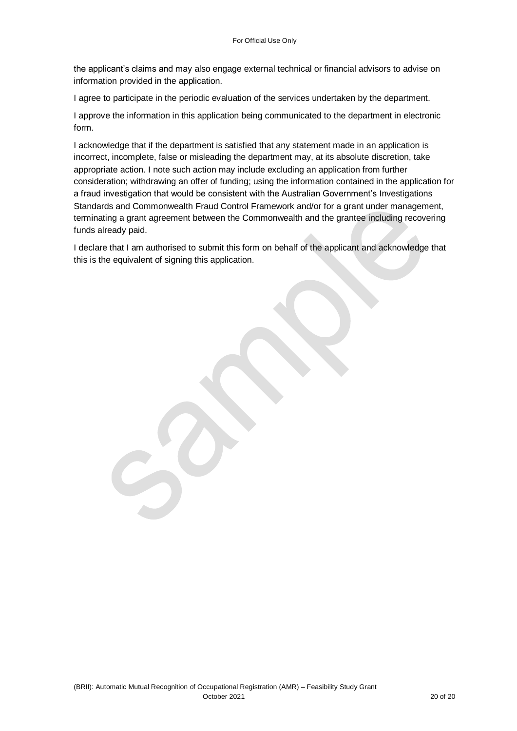the applicant's claims and may also engage external technical or financial advisors to advise on information provided in the application.

I agree to participate in the periodic evaluation of the services undertaken by the department.

I approve the information in this application being communicated to the department in electronic form.

I acknowledge that if the department is satisfied that any statement made in an application is incorrect, incomplete, false or misleading the department may, at its absolute discretion, take appropriate action. I note such action may include excluding an application from further consideration; withdrawing an offer of funding; using the information contained in the application for a fraud investigation that would be consistent with the Australian Government's Investigations Standards and Commonwealth Fraud Control Framework and/or for a grant under management, terminating a grant agreement between the Commonwealth and the grantee including recovering funds already paid.

I declare that I am authorised to submit this form on behalf of the applicant and acknowledge that this is the equivalent of signing this application.